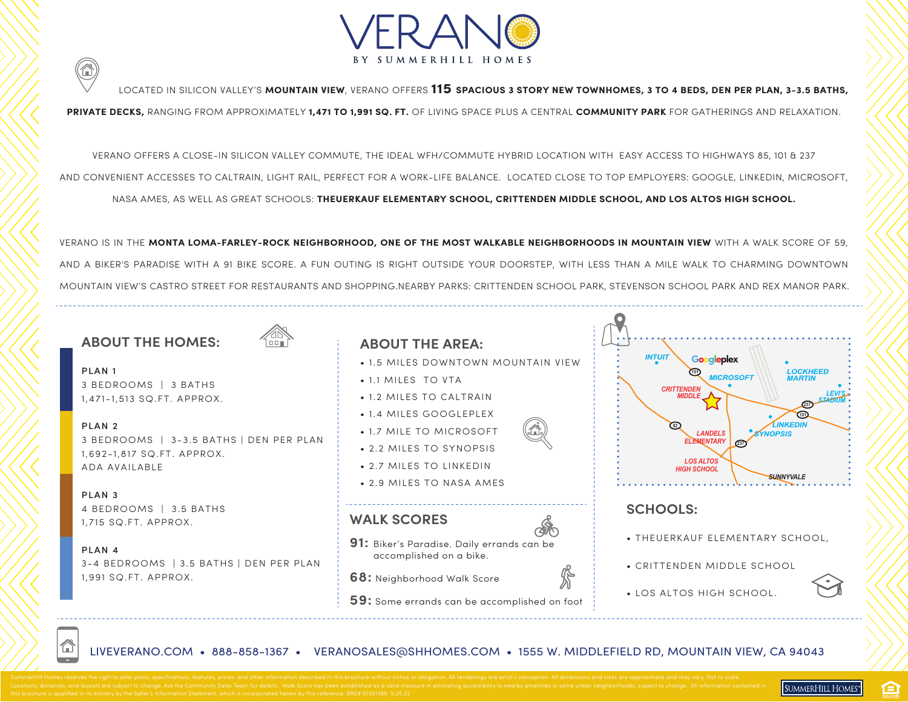# VERANO

BY SUMMERHILL HOMES

LOCATED IN SILICON VALLEY'S **MOUNTAIN VIEW**, VERANO OFFERS **115 SPACIOUS 3 STORY NEW TOWNHOMES, 3 TO 4 BEDS, DEN PER PLAN, 3-3.5 BATHS, PRIVATE DECKS,** RANGING FROM APPROXIMATELY **1,471 TO 1,991 SQ. FT.** OF LIVING SPACE PLUS A CENTRAL **COMMUNITY PARK** FOR GATHERINGS AND RELAXATION.

VERANO OFFERS A CLOSE-IN SILICON VALLEY COMMUTE, THE IDEAL WFH/COMMUTE HYBRID LOCATION WITH EASY ACCESS TO HIGHWAYS 85, 101 & 237 AND CONVENIENT ACCESSES TO CALTRAIN, LIGHT RAIL, PERFECT FOR A WORK-LIFE BALANCE. LOCATED CLOSE TO TOP EMPLOYERS: GOOGLE, LINKEDIN, MICROSOFT, NASA AMES, AS WELL AS GREAT SCHOOLS: **THEUERKAUF ELEMENTARY SCHOOL, CRITTENDEN MIDDLE SCHOOL, AND LOS ALTOS HIGH SCHOOL.**

VERANO IS IN THE **MONTA LOMA-FARLEY-ROCK NEIGHBORHOOD, ONE OF THE MOST WALKABLE NEIGHBORHOODS IN MOUNTAIN VIEW** WITH A WALK SCORE OF 59, AND A BIKER'S PARADISE WITH A 91 BIKE SCORE. A FUN OUTING IS RIGHT OUTSIDE YOUR DOORSTEP, WITH LESS THAN A MILE WALK TO CHARMING DOWNTOWN MOUNTAIN VIEW'S CASTRO STREET FOR RESTAURANTS AND SHOPPING.NEARBY PARKS: CRITTENDEN SCHOOL PARK, STEVENSON SCHOOL PARK AND REX MANOR PARK.

## ABOUT THE HOMES:

**PLAN 1**
3 BEDROOMS | 3 BATHS
1,471-1,513 SQ.FT. APPROX.

**PLAN 2**
3 BEDROOMS | 3-3.5 BATHS | DEN PER PLAN
1,692-1,817 SQ.FT. APPROX.
ADA AVAILABLE

**PLAN 3**
4 BEDROOMS | 3.5 BATHS
1,715 SQ.FT. APPROX.

**PLAN 4**
3-4 BEDROOMS | 3.5 BATHS | DEN PER PLAN
1,991 SQ.FT. APPROX.

## ABOUT THE AREA:

- 1.5 MILES DOWNTOWN MOUNTAIN VIEW
- 1.1 MILES TO VTA
- 1.2 MILES TO CALTRAIN
- 1.4 MILES GOOGLEPLEX
- 1.7 MILE TO MICROSOFT
- 2.2 MILES TO SYNOPSIS
- 2.7 MILES TO LINKEDIN
- 2.9 MILES TO NASA AMES

## WALK SCORES

**91:** Biker's Paradise. Daily errands can be accomplished on a bike.

**68:** Neighborhood Walk Score

**59:** Some errands can be accomplished on foot

INTUIT · Googleplex · MICROSOFT · LOCKHEED MARTIN · CRITTENDEN MIDDLE · LEVI'S STADIUM · LINKEDIN · SYNOPSIS · LANDELS ELEMENTARY · LOS ALTOS HIGH SCHOOL · SUNNYVALE · 101 · 237 · 82

## SCHOOLS:

- THEUERKAUF ELEMENTARY SCHOOL,
- CRITTENDEN MIDDLE SCHOOL
- LOS ALTOS HIGH SCHOOL.

LIVEVERANO.COM • 888-858-1367 • VERANOSALES@SHHOMES.COM • 1555 W. MIDDLEFIELD RD, MOUNTAIN VIEW, CA 94043

SummerHill Homes reserves the right to alter plans, specifications, features, prices, and other information described in this brochure without notice or obligation. All renderings are artist's conception. All dimensions and sizes are approximate and may vary. Not to scale. Locations, distances, and layouts are subject to change. Ask the Community Sales Team for details. Walk Score has been established as a valid measure in estimating accessibility to nearby amenities in some urban neighborhoods, subject to change. All information contained in this brochure is qualified in its entirety by the Seller's Information Statement, which is incorporated herein by this reference. BRE# 01301389. 5.25.22

SUMMERHILL HOMES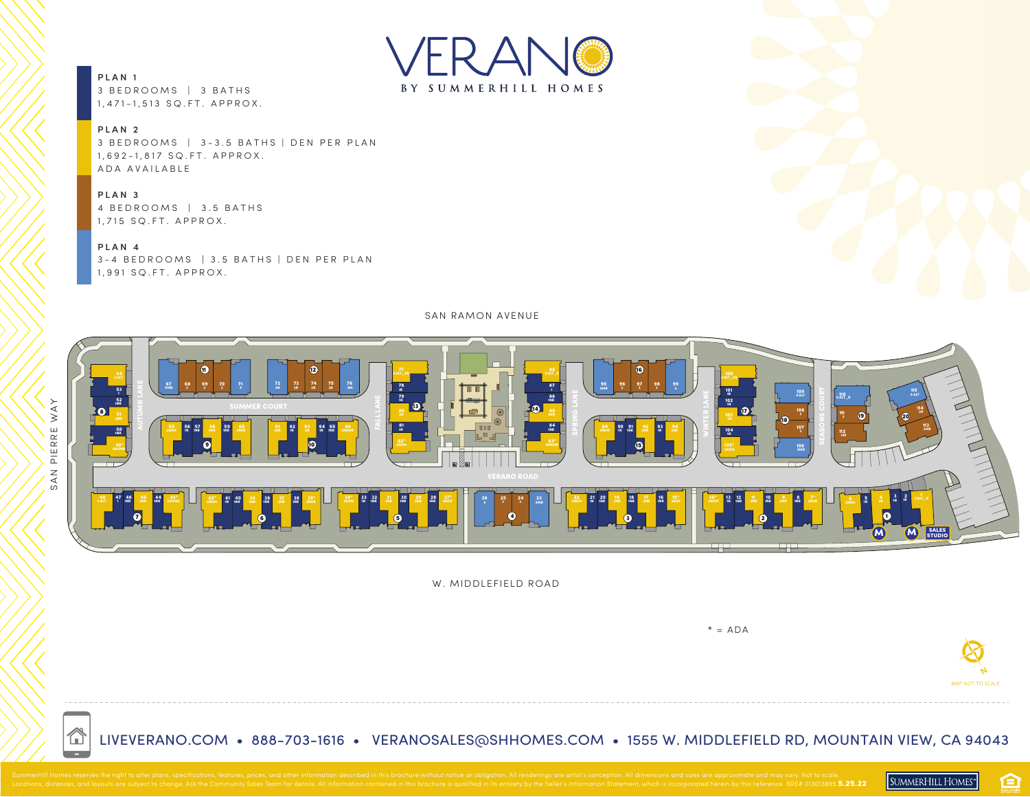# VERANO

BY SUMMERHILL HOMES

**PLAN 1**
3 BEDROOMS | 3 BATHS
1,471-1,513 SQ.FT. APPROX.

**PLAN 2**
3 BEDROOMS | 3-3.5 BATHS | DEN PER PLAN
1,692-1,817 SQ.FT. APPROX.
ADA AVAILABLE

**PLAN 3**
4 BEDROOMS | 3.5 BATHS
1,715 SQ.FT. APPROX.

**PLAN 4**
3-4 BEDROOMS | 3.5 BATHS | DEN PER PLAN
1,991 SQ.FT. APPROX.

SAN RAMON AVENUE

SAN PIERRE WAY

W. MIDDLEFIELD ROAD

* = ADA

MAP NOT TO SCALE

LIVEVERANO.COM • 888-703-1616 • VERANOSALES@SHHOMES.COM • 1555 W. MIDDLEFIELD RD, MOUNTAIN VIEW, CA 94043

SummerHill Homes reserves the right to alter plans, specifications, features, prices, and other information described in this brochure without notice or obligation. All renderings are artist's conception. All dimensions and sizes are approximate and may vary. Not to scale. Locations, distances, and layouts are subject to change. Ask the Community Sales Team for details. All information contained in this brochure is qualified in its entirety by the Seller's Information Statement, which is incorporated herein by this reference. BRE# 01301389​5. 5.25.22

SUMMERHILL HOMES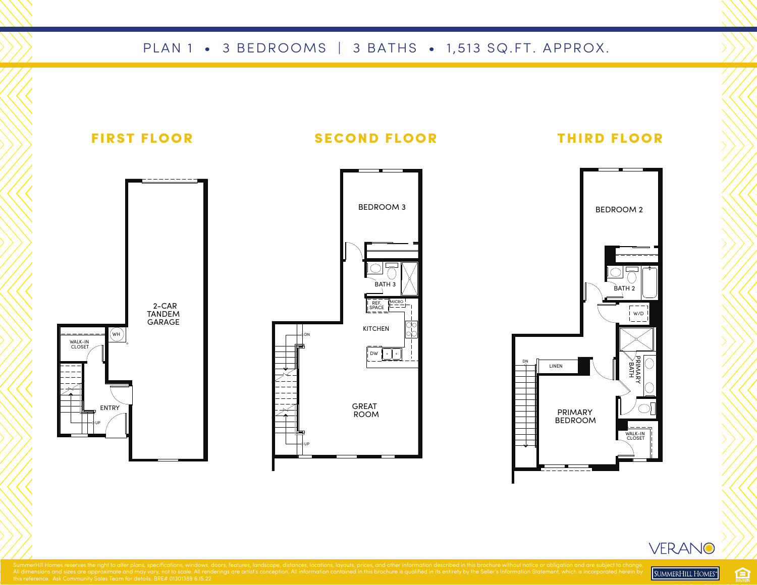# PLAN 1 • 3 BEDROOMS | 3 BATHS • 1,513 SQ.FT. APPROX.

## FIRST FLOOR

2-CAR TANDEM GARAGE

WH

WALK-IN CLOSET

ENTRY

UP

## SECOND FLOOR

BEDROOM 3

BATH 3

REF. SPACE

MICRO

KITCHEN

DW

DN

GREAT ROOM

UP

## THIRD FLOOR

BEDROOM 2

BATH 2

W/D

LINEN

DN

PRIMARY BATH

PRIMARY BEDROOM

WALK-IN CLOSET

VERANO

SummerHill Homes reserves the right to alter plans, specifications, windows, doors, features, landscape, distances, locations, layouts, prices, and other information described in this brochure without notice or obligation and are subject to change. All dimensions and sizes are approximate and may vary, not to scale. All renderings are artist's conception. All information contained in this brochure is qualified in its entirety by the Seller's Information Statement, which is incorporated herein by this reference. Ask Community Sales Team for details. BRE# 01301389 6.15.22

SUMMERHILL HOMES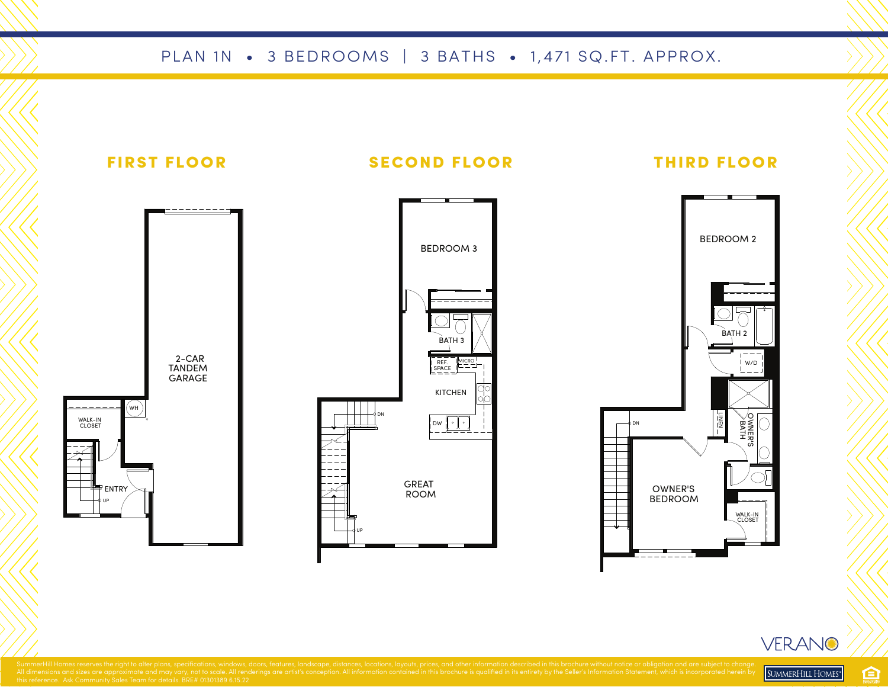PLAN 1N • 3 BEDROOMS | 3 BATHS • 1,471 SQ.FT. APPROX.

## FIRST FLOOR

2-CAR TANDEM GARAGE

WH

WALK-IN CLOSET

ENTRY

UP

## SECOND FLOOR

BEDROOM 3

BATH 3

REF. SPACE

MICRO

KITCHEN

DW

DN

GREAT ROOM

UP

## THIRD FLOOR

BEDROOM 2

BATH 2

W/D

LINEN

OWNER'S BATH

DN

OWNER'S BEDROOM

WALK-IN CLOSET

VERANO

SummerHill Homes reserves the right to alter plans, specifications, windows, doors, features, landscape, distances, locations, layouts, prices, and other information described in this brochure without notice or obligation and are subject to change. All dimensions and sizes are approximate and may vary, not to scale. All renderings are artist's conception. All information contained in this brochure is qualified in its entirety by the Seller's Information Statement, which is incorporated herein by this reference. Ask Community Sales Team for details. BRE# 01301389 6.15.22

SUMMERHILL HOMES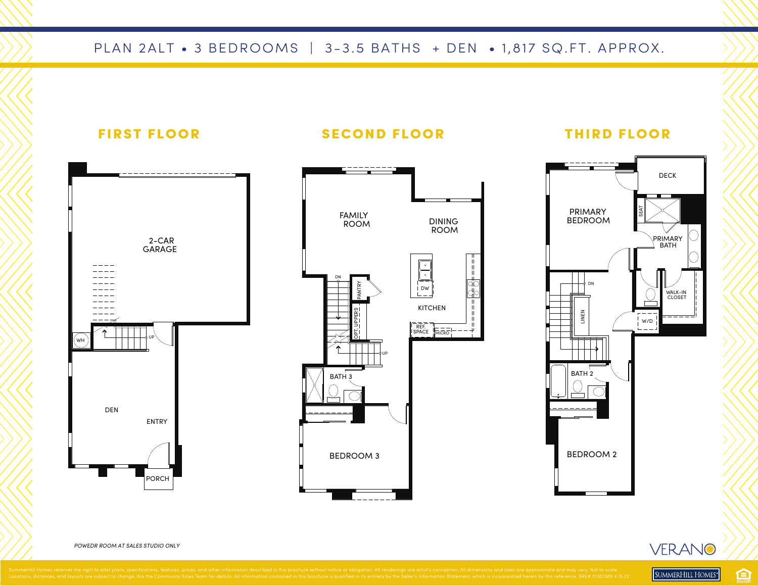# PLAN 2ALT • 3 BEDROOMS | 3-3.5 BATHS + DEN • 1,817 SQ.FT. APPROX.

## FIRST FLOOR

2-CAR GARAGE

WH

UP

DEN

ENTRY

PORCH

## SECOND FLOOR

FAMILY ROOM

DINING ROOM

DN

PANTRY

DW

OPT. UPPERS

KITCHEN

REF. SPACE

MICRO

UP

BATH 3

BEDROOM 3

## THIRD FLOOR

DECK

PRIMARY BEDROOM

SEAT

PRIMARY BATH

DN

LINEN

WALK-IN CLOSET

W/D

BATH 2

BEDROOM 2

*POWEDR ROOM AT SALES STUDIO ONLY*

VERANO

SummerHill Homes reserves the right to alter plans, specifications, features, prices, and other information described in this brochure without notice or obligation. All renderings are artist's conception. All dimensions and sizes are approximate and may vary. Not to scale. Locations, distances, and layouts are subject to change. Ask the Community Sales Team for details. All information contained in this brochure is qualified in its entirety by the Seller's Information Statement, which is incorporated herein by this reference. BRE# 01301389 4.15.22

SUMMERHILL HOMES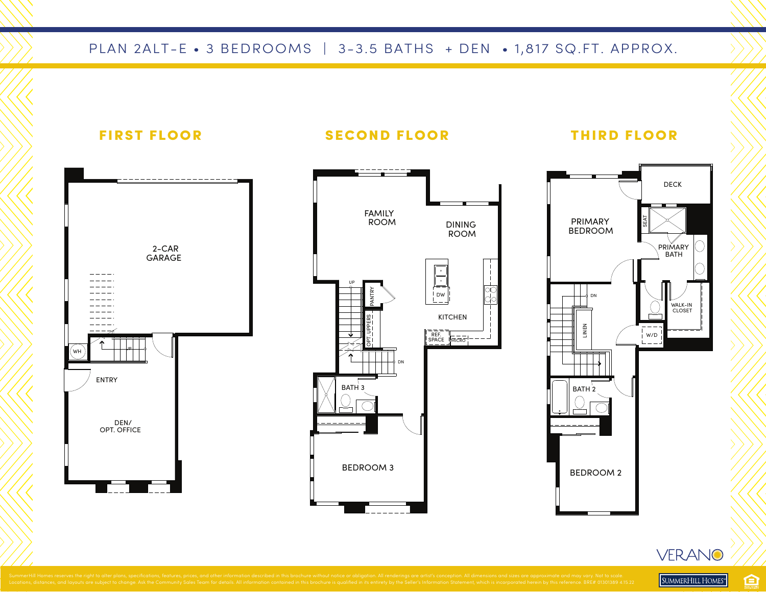# PLAN 2ALT-E • 3 BEDROOMS | 3-3.5 BATHS + DEN • 1,817 SQ.FT. APPROX.

## FIRST FLOOR

2-CAR GARAGE

WH

UP

ENTRY

DEN/
OPT. OFFICE

## SECOND FLOOR

FAMILY ROOM

DINING ROOM

UP

PANTRY

OPT UPPERS

DW

KITCHEN

REF. SPACE

MICRO

DN

BATH 3

BEDROOM 3

## THIRD FLOOR

DECK

PRIMARY BEDROOM

SEAT

PRIMARY BATH

DN

LINEN

WALK-IN CLOSET

W/D

BATH 2

BEDROOM 2

VERANO

SummerHill Homes reserves the right to alter plans, specifications, features, prices, and other information described in this brochure without notice or obligation. All renderings are artist's conception. All dimensions and sizes are approximate and may vary. Not to scale. Locations, distances, and layouts are subject to change. Ask the Community Sales Team for details. All information contained in this brochure is qualified in its entirety by the Seller's Information Statement, which is incorporated herein by this reference. BRE# 01301389 4.15.22

SUMMERHILL HOMES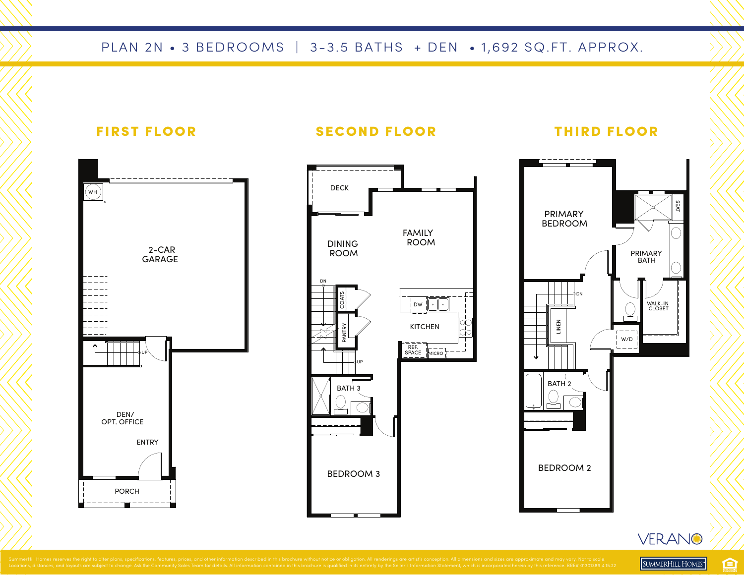# PLAN 2N • 3 BEDROOMS | 3-3.5 BATHS + DEN • 1,692 SQ.FT. APPROX.

## FIRST FLOOR

WH

2-CAR GARAGE

UP

DEN/ OPT. OFFICE

ENTRY

PORCH

## SECOND FLOOR

DECK

DINING ROOM

FAMILY ROOM

DN

COATS

PANTRY

UP

DW

KITCHEN

REF. SPACE

MICRO

BATH 3

BEDROOM 3

## THIRD FLOOR

PRIMARY BEDROOM

SEAT

PRIMARY BATH

DN

LINEN

WALK-IN CLOSET

W/D

BATH 2

BEDROOM 2

VERANO

SummerHill Homes reserves the right to alter plans, specifications, features, prices, and other information described in this brochure without notice or obligation. All renderings are artist's conception. All dimensions and sizes are approximate and may vary. Not to scale. Locations, distances, and layouts are subject to change. Ask the Community Sales Team for details. All information contained in this brochure is qualified in its entirety by the Seller's Information Statement, which is incorporated herein by this reference. BRE# 01301389 4.15.22

SUMMERHILL HOMES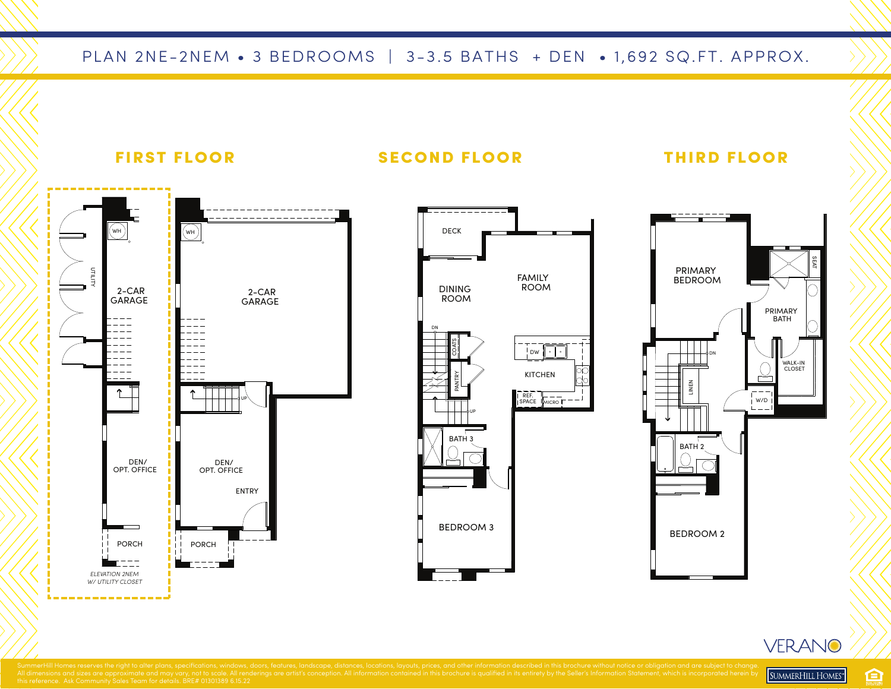# PLAN 2NE-2NEM • 3 BEDROOMS | 3-3.5 BATHS + DEN • 1,692 SQ.FT. APPROX.

## FIRST FLOOR

UTILITY

WH

2-CAR GARAGE

DEN/ OPT. OFFICE

PORCH

*ELEVATION 2NEM W/ UTILITY CLOSET*

WH

2-CAR GARAGE

UP

DEN/ OPT. OFFICE

ENTRY

PORCH

## SECOND FLOOR

DECK

DINING ROOM

FAMILY ROOM

DN

COATS

PANTRY

UP

DW

KITCHEN

REF. SPACE

MICRO

BATH 3

BEDROOM 3

## THIRD FLOOR

PRIMARY BEDROOM

SEAT

PRIMARY BATH

DN

WALK-IN CLOSET

LINEN

W/D

BATH 2

BEDROOM 2

VERANO

SummerHill Homes reserves the right to alter plans, specifications, windows, doors, features, landscape, distances, locations, layouts, prices, and other information described in this brochure without notice or obligation and are subject to change. All dimensions and sizes are approximate and may vary, not to scale. All renderings are artist's conception. All information contained in this brochure is qualified in its entirety by the Seller's Information Statement, which is incorporated herein by this reference. Ask Community Sales Team for details. BRE# 01301389 6.15.22

SUMMERHILL HOMES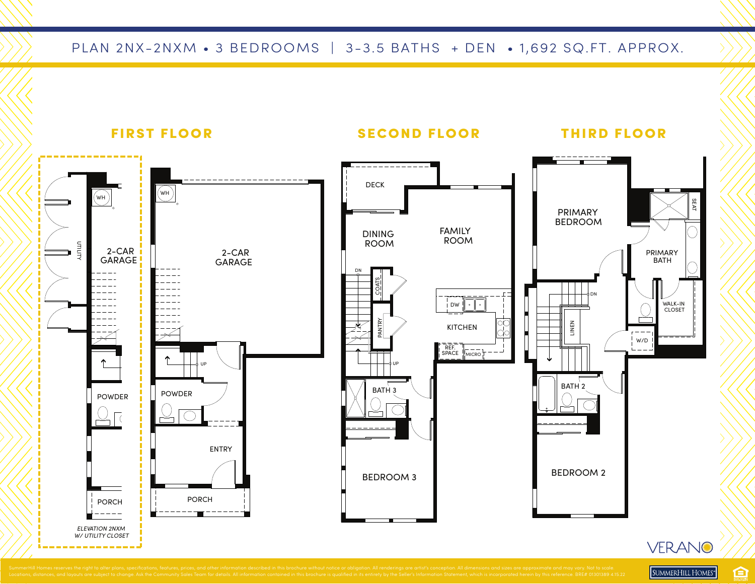# PLAN 2NX-2NXM • 3 BEDROOMS | 3-3.5 BATHS + DEN • 1,692 SQ.FT. APPROX.

## FIRST FLOOR

WH
UTILITY
2-CAR GARAGE
POWDER
PORCH

*ELEVATION 2NXM W/ UTILITY CLOSET*

WH
2-CAR GARAGE
UP
POWDER
ENTRY
PORCH

## SECOND FLOOR

DECK
DINING ROOM
FAMILY ROOM
DN
COATS
PANTRY
DW
KITCHEN
REF. SPACE
MICRO
UP
BATH 3
BEDROOM 3

## THIRD FLOOR

PRIMARY BEDROOM
SEAT
PRIMARY BATH
DN
LINEN
WALK-IN CLOSET
W/D
BATH 2
BEDROOM 2

VERANO

SummerHill Homes reserves the right to alter plans, specifications, features, prices, and other information described in this brochure without notice or obligation. All renderings are artist's conception. All dimensions and sizes are approximate and may vary. Not to scale. Locations, distances, and layouts are subject to change. Ask the Community Sales Team for details. All information contained in this brochure is qualified in its entirety by the Seller's Information Statement, which is incorporated herein by this reference. BRE# 01301389 4.15.22

SUMMERHILL HOMES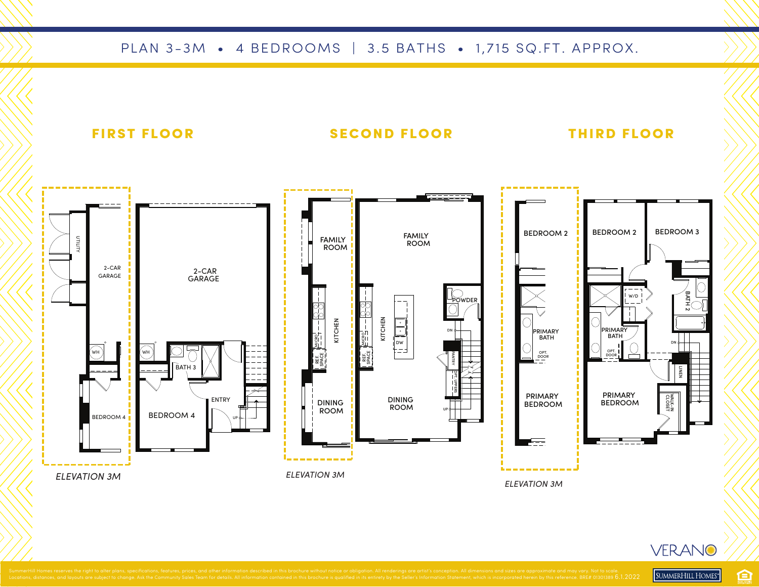# PLAN 3-3M • 4 BEDROOMS | 3.5 BATHS • 1,715 SQ.FT. APPROX.

## FIRST FLOOR

UTILITY

2-CAR GARAGE

WH

BEDROOM 4

*ELEVATION 3M*

2-CAR GARAGE

WH

BATH 3

ENTRY

UP

BEDROOM 4

## SECOND FLOOR

FAMILY ROOM

KITCHEN

MICRO

REF. SPACE

DINING ROOM

*ELEVATION 3M*

FAMILY ROOM

KITCHEN

MICRO

REF. SPACE

DW

POWDER

DN

PANTRY

OPT. UPPERS

UP

DINING ROOM

## THIRD FLOOR

BEDROOM 2

PRIMARY BATH

OPT. DOOR

PRIMARY BEDROOM

*ELEVATION 3M*

BEDROOM 2

BEDROOM 3

W/D

BATH 2

PRIMARY BATH

OPT. DOOR

DN

LINEN

PRIMARY BEDROOM

WALK-IN CLOSET

VERANO

SummerHill Homes reserves the right to alter plans, specifications, features, prices, and other information described in this brochure without notice or obligation. All renderings are artist's conception. All dimensions and sizes are approximate and may vary. Not to scale. Locations, distances, and layouts are subject to change. Ask the Community Sales Team for details. All information contained in this brochure is qualified in its entirety by the Seller's Information Statement, which is incorporated herein by this reference. BRE# 01301389 6.1.2022

SUMMERHILL HOMES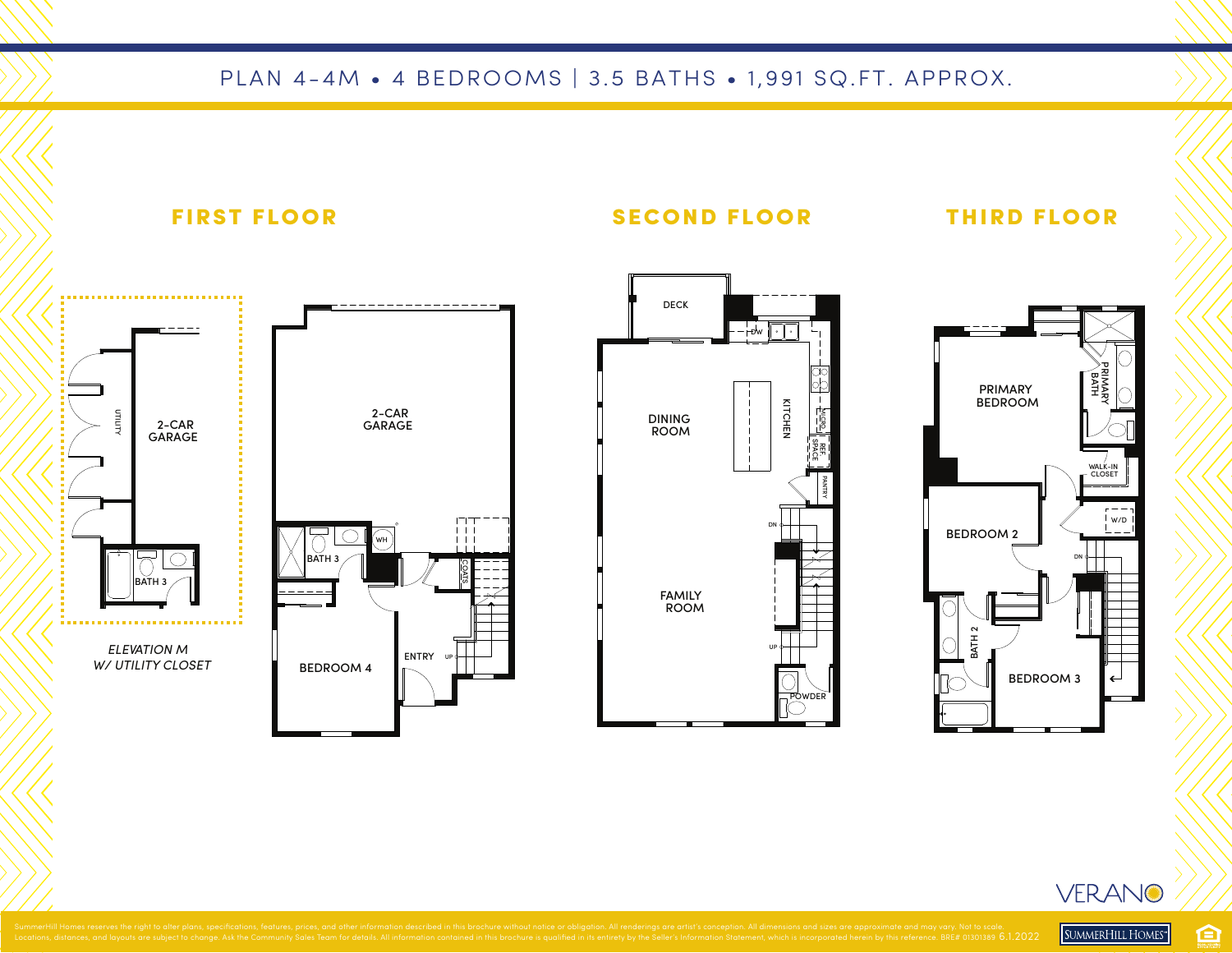# PLAN 4-4M • 4 BEDROOMS | 3.5 BATHS • 1,991 SQ.FT. APPROX.

## FIRST FLOOR

UTILITY

2-CAR GARAGE

BATH 3

*ELEVATION M W/ UTILITY CLOSET*

2-CAR GARAGE

BATH 3

WH

COATS

BEDROOM 4

ENTRY

UP

## SECOND FLOOR

DECK

DW

DINING ROOM

KITCHEN

MICRO

REF. SPACE

PANTRY

DN

FAMILY ROOM

UP

POWDER

## THIRD FLOOR

PRIMARY BEDROOM

PRIMARY BATH

WALK-IN CLOSET

W/D

BEDROOM 2

DN

BATH 2

BEDROOM 3

VERANO

SummerHill Homes reserves the right to alter plans, specifications, features, prices, and other information described in this brochure without notice or obligation. All renderings are artist's conception. All dimensions and sizes are approximate and may vary. Not to scale. Locations, distances, and layouts are subject to change. Ask the Community Sales Team for details. All information contained in this brochure is qualified in its entirety by the Seller's Information Statement, which is incorporated herein by this reference. BRE# 01301389 6.1.2022

SUMMERHILL HOMES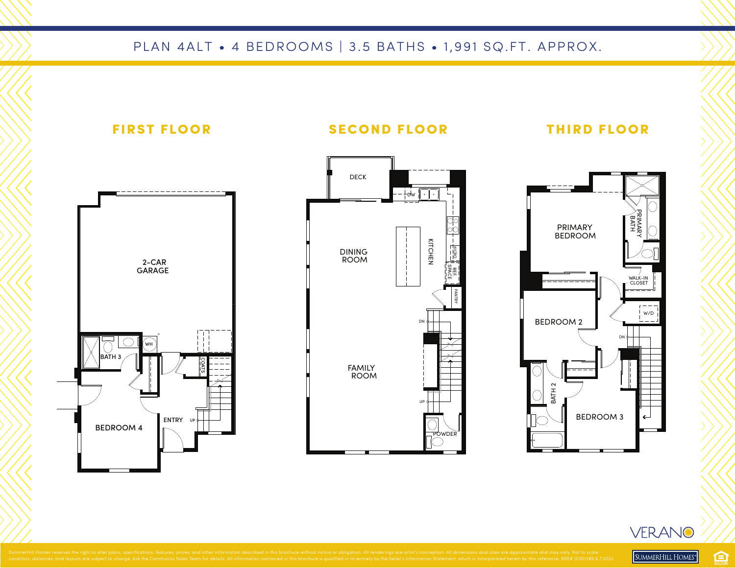# PLAN 4ALT • 4 BEDROOMS | 3.5 BATHS • 1,991 SQ.FT. APPROX.

## FIRST FLOOR

2-CAR GARAGE

BATH 3

WH

COATS

ENTRY

UP

BEDROOM 4

## SECOND FLOOR

DECK

DW

DINING ROOM

KITCHEN

MICRO

REF SPACE

PANTRY

DN

FAMILY ROOM

UP

POWDER

## THIRD FLOOR

PRIMARY BEDROOM

PRIMARY BATH

WALK-IN CLOSET

W/D

BEDROOM 2

DN

BATH 2

BEDROOM 3

VERANO

SummerHill Homes reserves the right to alter plans, specifications, features, prices, and other information described in this brochure without notice or obligation. All renderings are artist's conception. All dimensions and sizes are approximate and may vary. Not to scale. Locations, distances, and layouts are subject to change. Ask the Community Sales Team for details. All information contained in this brochure is qualified in its entirety by the Seller's Information Statement, which is incorporated herein by this reference. BRE# 01301389 6.7.2022

SUMMERHILL HOMES